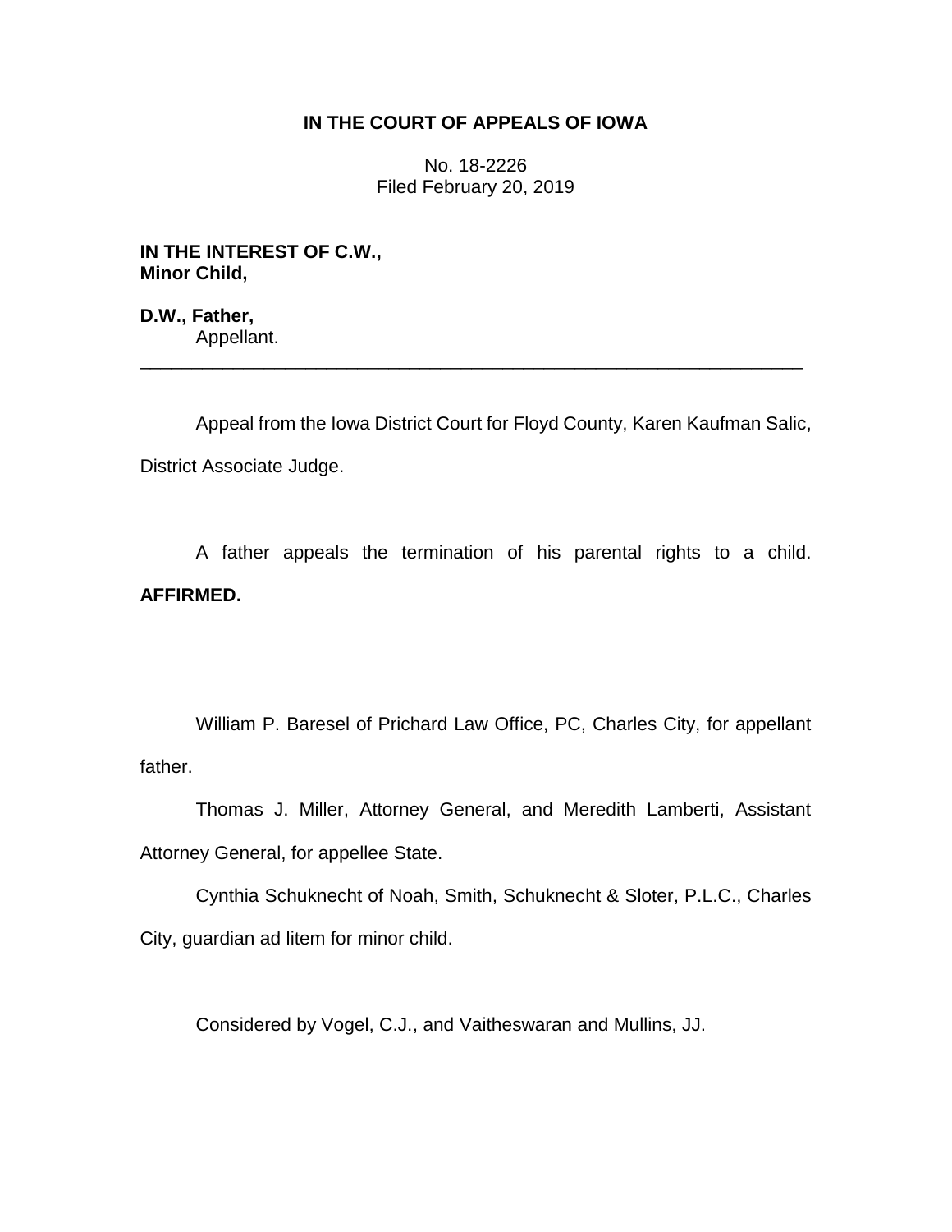**IN THE COURT OF APPEALS OF IOWA**

No. 18-2226
Filed February 20, 2019

**IN THE INTEREST OF C.W.,**
**Minor Child,**

**D.W., Father,**
Appellant.

---

Appeal from the Iowa District Court for Floyd County, Karen Kaufman Salic, District Associate Judge.

A father appeals the termination of his parental rights to a child. **AFFIRMED.**

William P. Baresel of Prichard Law Office, PC, Charles City, for appellant father.

Thomas J. Miller, Attorney General, and Meredith Lamberti, Assistant Attorney General, for appellee State.

Cynthia Schuknecht of Noah, Smith, Schuknecht & Sloter, P.L.C., Charles City, guardian ad litem for minor child.

Considered by Vogel, C.J., and Vaitheswaran and Mullins, JJ.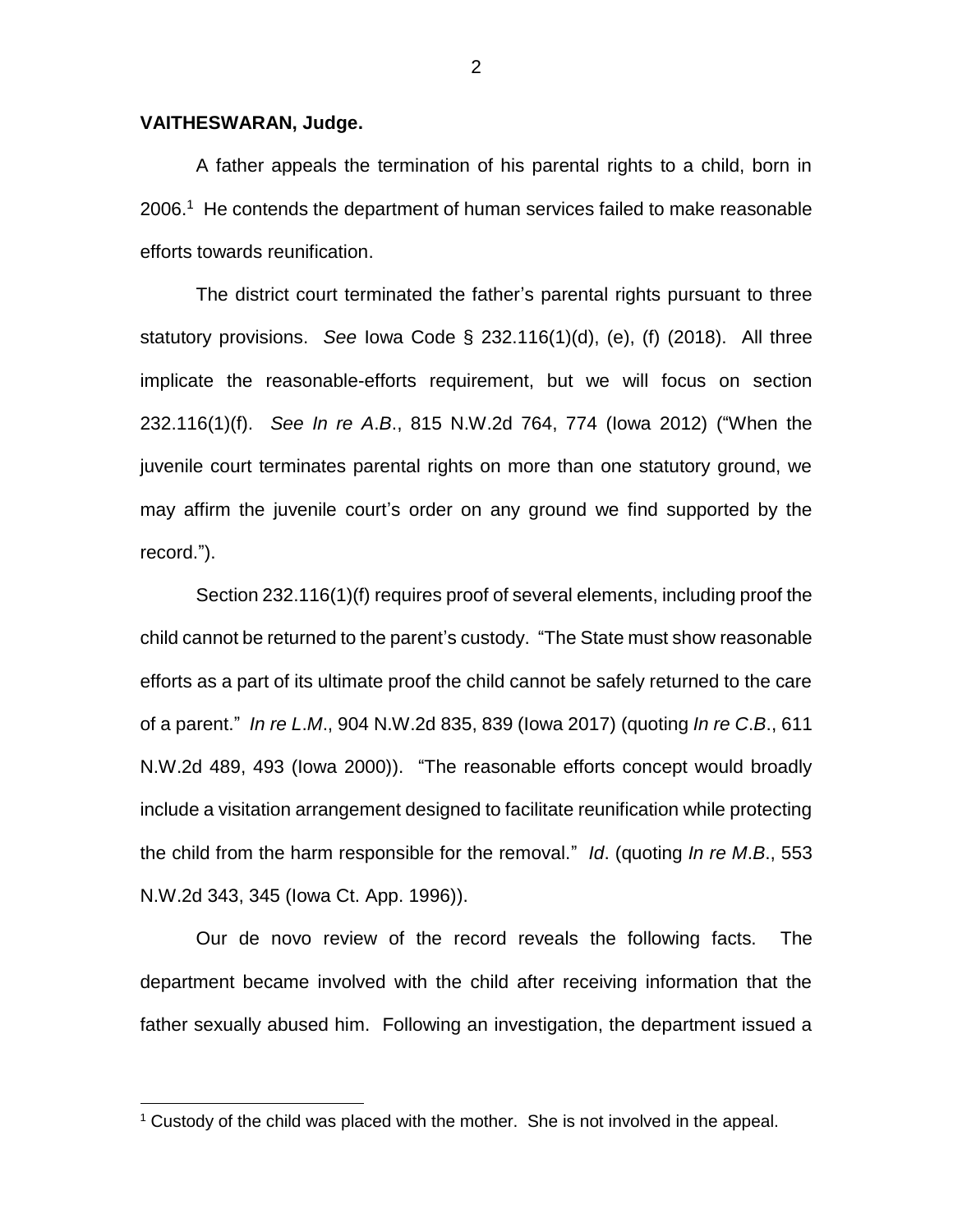**VAITHESWARAN, Judge.**

A father appeals the termination of his parental rights to a child, born in 2006.[1] He contends the department of human services failed to make reasonable efforts towards reunification.

The district court terminated the father's parental rights pursuant to three statutory provisions. *See* Iowa Code § 232.116(1)(d), (e), (f) (2018). All three implicate the reasonable-efforts requirement, but we will focus on section 232.116(1)(f). *See In re A.B.*, 815 N.W.2d 764, 774 (Iowa 2012) ("When the juvenile court terminates parental rights on more than one statutory ground, we may affirm the juvenile court's order on any ground we find supported by the record.").

Section 232.116(1)(f) requires proof of several elements, including proof the child cannot be returned to the parent's custody. "The State must show reasonable efforts as a part of its ultimate proof the child cannot be safely returned to the care of a parent." *In re L.M.*, 904 N.W.2d 835, 839 (Iowa 2017) (quoting *In re C.B.*, 611 N.W.2d 489, 493 (Iowa 2000)). "The reasonable efforts concept would broadly include a visitation arrangement designed to facilitate reunification while protecting the child from the harm responsible for the removal." *Id*. (quoting *In re M.B.*, 553 N.W.2d 343, 345 (Iowa Ct. App. 1996)).

Our de novo review of the record reveals the following facts. The department became involved with the child after receiving information that the father sexually abused him. Following an investigation, the department issued a

---

[1] Custody of the child was placed with the mother. She is not involved in the appeal.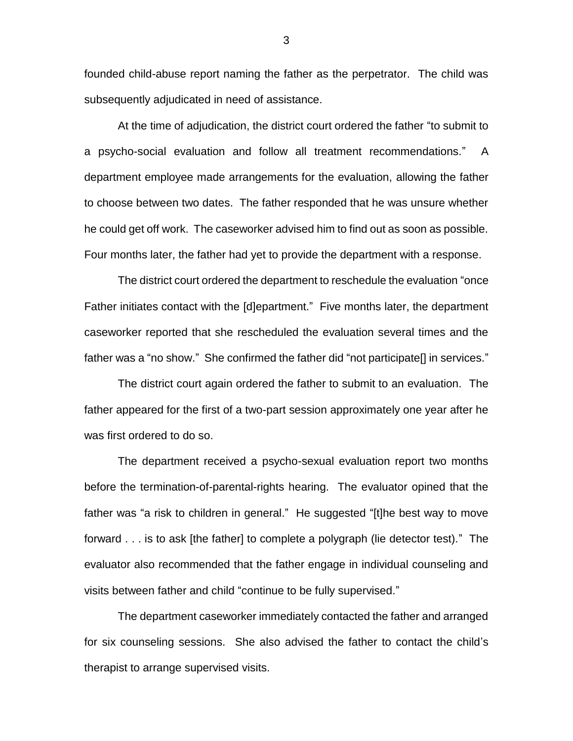founded child-abuse report naming the father as the perpetrator. The child was subsequently adjudicated in need of assistance.

At the time of adjudication, the district court ordered the father "to submit to a psycho-social evaluation and follow all treatment recommendations." A department employee made arrangements for the evaluation, allowing the father to choose between two dates. The father responded that he was unsure whether he could get off work. The caseworker advised him to find out as soon as possible. Four months later, the father had yet to provide the department with a response.

The district court ordered the department to reschedule the evaluation "once Father initiates contact with the [d]epartment." Five months later, the department caseworker reported that she rescheduled the evaluation several times and the father was a "no show." She confirmed the father did "not participate[] in services."

The district court again ordered the father to submit to an evaluation. The father appeared for the first of a two-part session approximately one year after he was first ordered to do so.

The department received a psycho-sexual evaluation report two months before the termination-of-parental-rights hearing. The evaluator opined that the father was "a risk to children in general." He suggested "[t]he best way to move forward . . . is to ask [the father] to complete a polygraph (lie detector test)." The evaluator also recommended that the father engage in individual counseling and visits between father and child "continue to be fully supervised."

The department caseworker immediately contacted the father and arranged for six counseling sessions. She also advised the father to contact the child's therapist to arrange supervised visits.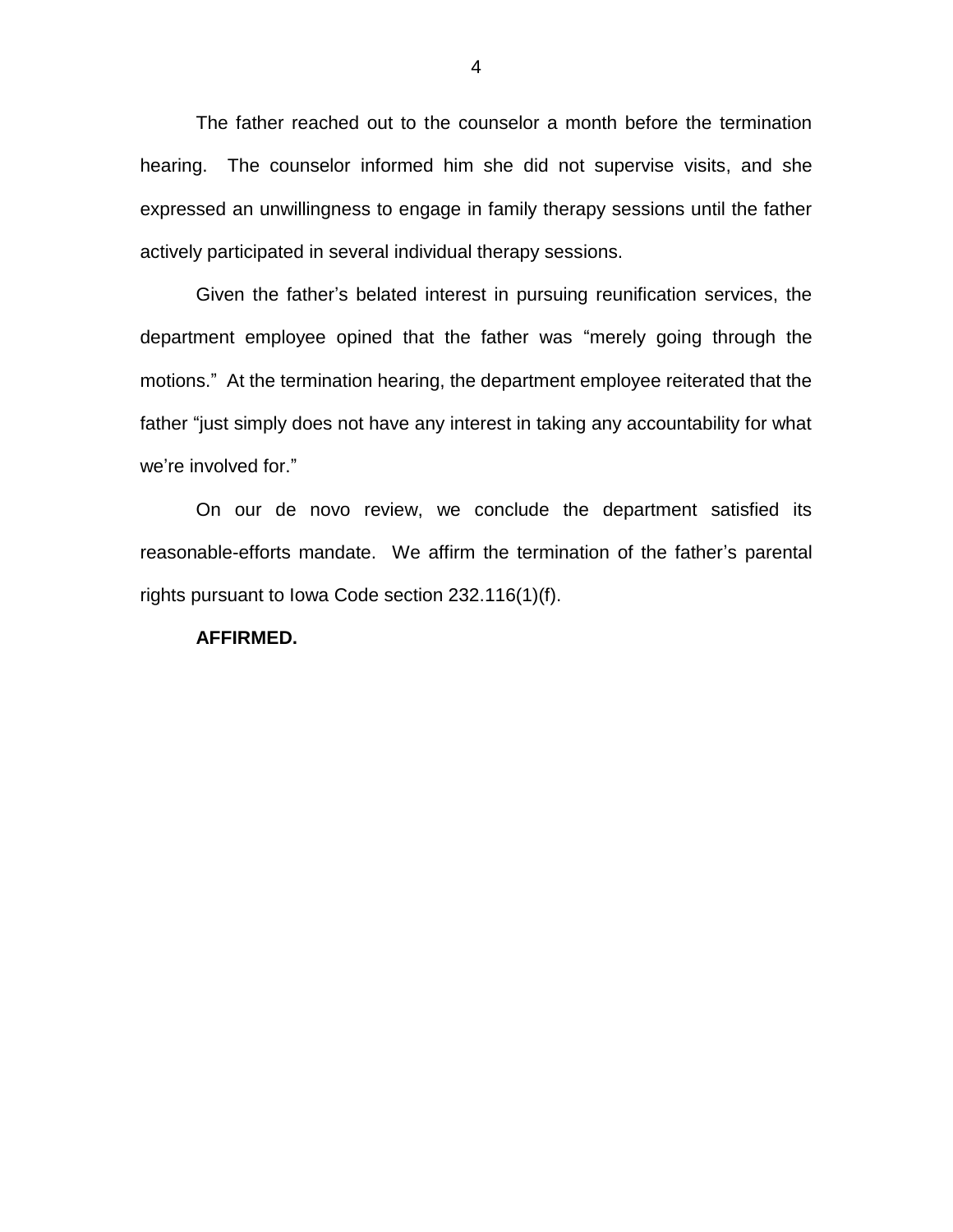The father reached out to the counselor a month before the termination hearing. The counselor informed him she did not supervise visits, and she expressed an unwillingness to engage in family therapy sessions until the father actively participated in several individual therapy sessions.

Given the father's belated interest in pursuing reunification services, the department employee opined that the father was "merely going through the motions." At the termination hearing, the department employee reiterated that the father "just simply does not have any interest in taking any accountability for what we're involved for."

On our de novo review, we conclude the department satisfied its reasonable-efforts mandate. We affirm the termination of the father's parental rights pursuant to Iowa Code section 232.116(1)(f).

**AFFIRMED.**